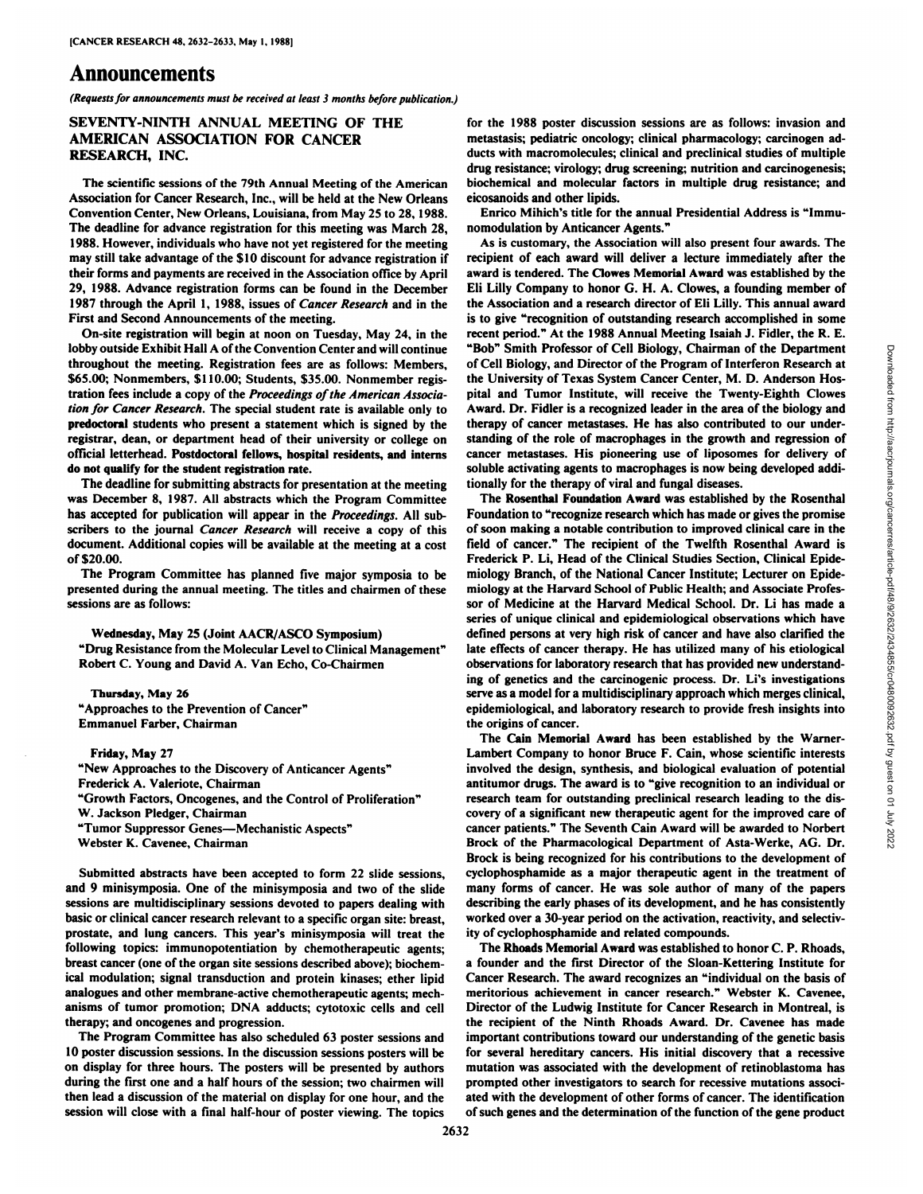# Announcements

*(Requests for announcements must be received at least 3 months before publication.)*

## SEVENTY-NINTH ANNUAL MEETING OF THE AMERICAN ASSOCIATION FOR CANCER RESEARCH, INC.

The scientific sessions of the 79th Annual Meeting of the American Association for Cancer Research, Inc., will be held at the New Orleans Convention Center, New Orleans, Louisiana, from May 25 to 28, 1988. The deadline for advance registration for this meeting was March 28, 1988. However, individuals who have not yet registered for the meeting may still take advantage of the $10 discount for advance registration if their forms and payments are received in the Association office by April 29, 1988. Advance registration forms can be found in the December 1987 through the April 1, 1988, issues of *Cancer Research* and in the First and Second Announcements of the meeting.

On-site registration will begin at noon on Tuesday, May 24, in the lobby outside Exhibit Hall A of the Convention Center and will continue throughout the meeting. Registration fees are as follows: Members, $65.00; Nonmembers, $110.00; Students, $35.00. Nonmember registration fees include a copy of the *Proceedings of the American Association for Cancer Research*. The special student rate is available only to **predoctoral** students who present a statement which is signed by the registrar, dean, or department head of their university or college on official letterhead. **Postdoctoral fellows, hospital residents, and interns do not qualify for the student registration rate.**

The deadline for submitting abstracts for presentation at the meeting was December 8, 1987. All abstracts which the Program Committee has accepted for publication will appear in the *Proceedings*. All subscribers to the journal *Cancer Research* will receive a copy of this document. Additional copies will be available at the meeting at a cost of $20.00.

The Program Committee has planned five major symposia to be presented during the annual meeting. The titles and chairmen of these sessions are as follows:

**Wednesday, May 25 (Joint AACR/ASCO Symposium)**
"Drug Resistance from the Molecular Level to Clinical Management"
Robert C. Young and David A. Van Echo, Co-Chairmen

**Thursday, May 26**
"Approaches to the Prevention of Cancer"
Emmanuel Farber, Chairman

**Friday, May 27**
"New Approaches to the Discovery of Anticancer Agents"
Frederick A. Valeriote, Chairman
"Growth Factors, Oncogenes, and the Control of Proliferation"
W. Jackson Pledger, Chairman
"Tumor Suppressor Genes—Mechanistic Aspects"
Webster K. Cavenee, Chairman

Submitted abstracts have been accepted to form 22 slide sessions, and 9 minisymposia. One of the minisymposia and two of the slide sessions are multidisciplinary sessions devoted to papers dealing with basic or clinical cancer research relevant to a specific organ site: breast, prostate, and lung cancers. This year's minisymposia will treat the following topics: immunopotentiation by chemotherapeutic agents; breast cancer (one of the organ site sessions described above); biochemical modulation; signal transduction and protein kinases; ether lipid analogues and other membrane-active chemotherapeutic agents; mechanisms of tumor promotion; DNA adducts; cytotoxic cells and cell therapy; and oncogenes and progression.

The Program Committee has also scheduled 63 poster sessions and 10 poster discussion sessions. In the discussion sessions posters will be on display for three hours. The posters will be presented by authors during the first one and a half hours of the session; two chairmen will then lead a discussion of the material on display for one hour, and the session will close with a final half-hour of poster viewing. The topics for the 1988 poster discussion sessions are as follows: invasion and metastasis; pediatric oncology; clinical pharmacology; carcinogen adducts with macromolecules; clinical and preclinical studies of multiple drug resistance; virology; drug screening; nutrition and carcinogenesis; biochemical and molecular factors in multiple drug resistance; and eicosanoids and other lipids.

Enrico Mihich's title for the annual Presidential Address is "Immunomodulation by Anticancer Agents."

As is customary, the Association will also present four awards. The recipient of each award will deliver a lecture immediately after the award is tendered. The **Clowes Memorial Award** was established by the Eli Lilly Company to honor G. H. A. Clowes, a founding member of the Association and a research director of Eli Lilly. This annual award is to give "recognition of outstanding research accomplished in some recent period." At the 1988 Annual Meeting Isaiah J. Fidler, the R. E. "Bob" Smith Professor of Cell Biology, Chairman of the Department of Cell Biology, and Director of the Program of Interferon Research at the University of Texas System Cancer Center, M. D. Anderson Hospital and Tumor Institute, will receive the Twenty-Eighth Clowes Award. Dr. Fidler is a recognized leader in the area of the biology and therapy of cancer metastases. He has also contributed to our understanding of the role of macrophages in the growth and regression of cancer metastases. His pioneering use of liposomes for delivery of soluble activating agents to macrophages is now being developed additionally for the therapy of viral and fungal diseases.

The **Rosenthal Foundation Award** was established by the Rosenthal Foundation to "recognize research which has made or gives the promise of soon making a notable contribution to improved clinical care in the field of cancer." The recipient of the Twelfth Rosenthal Award is Frederick P. Li, Head of the Clinical Studies Section, Clinical Epidemiology Branch, of the National Cancer Institute; Lecturer on Epidemiology at the Harvard School of Public Health; and Associate Professor of Medicine at the Harvard Medical School. Dr. Li has made a series of unique clinical and epidemiological observations which have defined persons at very high risk of cancer and have also clarified the late effects of cancer therapy. He has utilized many of his etiological observations for laboratory research that has provided new understanding of genetics and the carcinogenic process. Dr. Li's investigations serve as a model for a multidisciplinary approach which merges clinical, epidemiological, and laboratory research to provide fresh insights into the origins of cancer.

The **Cain Memorial Award** has been established by the Warner-Lambert Company to honor Bruce F. Cain, whose scientific interests involved the design, synthesis, and biological evaluation of potential antitumor drugs. The award is to "give recognition to an individual or research team for outstanding preclinical research leading to the discovery of a significant new therapeutic agent for the improved care of cancer patients." The Seventh Cain Award will be awarded to Norbert Brock of the Pharmacological Department of Asta-Werke, AG. Dr. Brock is being recognized for his contributions to the development of cyclophosphamide as a major therapeutic agent in the treatment of many forms of cancer. He was sole author of many of the papers describing the early phases of its development, and he has consistently worked over a 30-year period on the activation, reactivity, and selectivity of cyclophosphamide and related compounds.

The **Rhoads Memorial Award** was established to honor C. P. Rhoads, a founder and the first Director of the Sloan-Kettering Institute for Cancer Research. The award recognizes an "individual on the basis of meritorious achievement in cancer research." Webster K. Cavenee, Director of the Ludwig Institute for Cancer Research in Montreal, is the recipient of the Ninth Rhoads Award. Dr. Cavenee has made important contributions toward our understanding of the genetic basis for several hereditary cancers. His initial discovery that a recessive mutation was associated with the development of retinoblastoma has prompted other investigators to search for recessive mutations associated with the development of other forms of cancer. The identification of such genes and the determination of the function of the gene product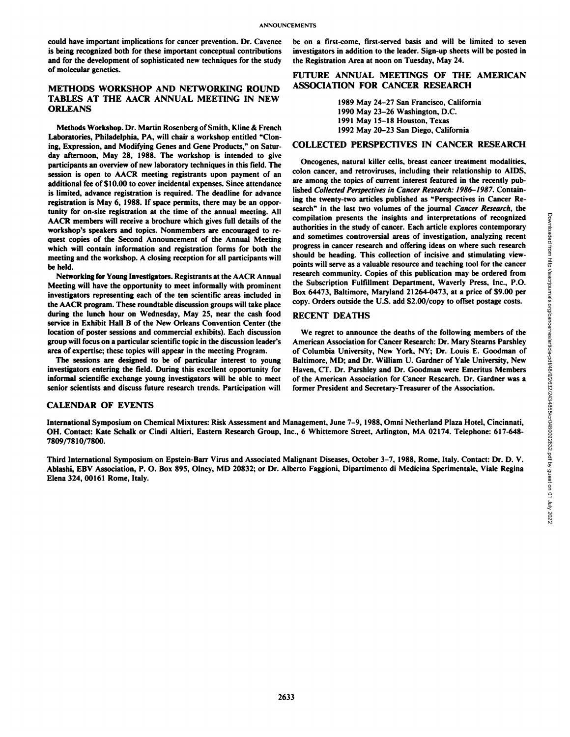could have important implications for cancer prevention. Dr. Cavenee is being recognized both for these important conceptual contributions and for the development of sophisticated new techniques for the study of molecular genetics.

## METHODS WORKSHOP AND NETWORKING ROUND TABLES AT THE AACR ANNUAL MEETING IN NEW ORLEANS

**Methods Workshop.** Dr. Martin Rosenberg of Smith, Kline & French Laboratories, Philadelphia, PA, will chair a workshop entitled "Cloning, Expression, and Modifying Genes and Gene Products," on Saturday afternoon, May 28, 1988. The workshop is intended to give participants an overview of new laboratory techniques in this field. The session is open to AACR meeting registrants upon payment of an additional fee of $10.00 to cover incidental expenses. Since attendance is limited, advance registration is required. The deadline for advance registration is May 6, 1988. If space permits, there may be an opportunity for on-site registration at the time of the annual meeting. All AACR members will receive a brochure which gives full details of the workshop's speakers and topics. Nonmembers are encouraged to request copies of the Second Announcement of the Annual Meeting which will contain information and registration forms for both the meeting and the workshop. A closing reception for all participants will be held.

**Networking for Young Investigators.** Registrants at the AACR Annual Meeting will have the opportunity to meet informally with prominent investigators representing each of the ten scientific areas included in the AACR program. These roundtable discussion groups will take place during the lunch hour on Wednesday, May 25, near the cash food service in Exhibit Hall B of the New Orleans Convention Center (the location of poster sessions and commercial exhibits). Each discussion group will focus on a particular scientific topic in the discussion leader's area of expertise; these topics will appear in the meeting Program.

The sessions are designed to be of particular interest to young investigators entering the field. During this excellent opportunity for informal scientific exchange young investigators will be able to meet senior scientists and discuss future research trends. Participation will be on a first-come, first-served basis and will be limited to seven investigators in addition to the leader. Sign-up sheets will be posted in the Registration Area at noon on Tuesday, May 24.

## FUTURE ANNUAL MEETINGS OF THE AMERICAN ASSOCIATION FOR CANCER RESEARCH

1989 May 24–27 San Francisco, California
1990 May 23–26 Washington, D.C.
1991 May 15–18 Houston, Texas
1992 May 20–23 San Diego, California

## COLLECTED PERSPECTIVES IN CANCER RESEARCH

Oncogenes, natural killer cells, breast cancer treatment modalities, colon cancer, and retroviruses, including their relationship to AIDS, are among the topics of current interest featured in the recently published *Collected Perspectives in Cancer Research: 1986–1987*. Containing the twenty-two articles published as "Perspectives in Cancer Research" in the last two volumes of the journal *Cancer Research*, the compilation presents the insights and interpretations of recognized authorities in the study of cancer. Each article explores contemporary and sometimes controversial areas of investigation, analyzing recent progress in cancer research and offering ideas on where such research should be heading. This collection of incisive and stimulating viewpoints will serve as a valuable resource and teaching tool for the cancer research community. Copies of this publication may be ordered from the Subscription Fulfillment Department, Waverly Press, Inc., P.O. Box 64473, Baltimore, Maryland 21264-0473, at a price of $9.00 per copy. Orders outside the U.S. add $2.00/copy to offset postage costs.

## RECENT DEATHS

We regret to announce the deaths of the following members of the American Association for Cancer Research: Dr. Mary Stearns Parshley of Columbia University, New York, NY; Dr. Louis E. Goodman of Baltimore, MD; and Dr. William U. Gardner of Yale University, New Haven, CT. Dr. Parshley and Dr. Goodman were Emeritus Members of the American Association for Cancer Research. Dr. Gardner was a former President and Secretary-Treasurer of the Association.

## CALENDAR OF EVENTS

International Symposium on Chemical Mixtures: Risk Assessment and Management, June 7–9, 1988, Omni Netherland Plaza Hotel, Cincinnati, OH. Contact: Kate Schalk or Cindi Altieri, Eastern Research Group, Inc., 6 Whittemore Street, Arlington, MA 02174. Telephone: 617-648-7809/7810/7800.

Third International Symposium on Epstein-Barr Virus and Associated Malignant Diseases, October 3–7, 1988, Rome, Italy. Contact: Dr. D. V. Ablashi, EBV Association, P. O. Box 895, Olney, MD 20832; or Dr. Alberto Faggioni, Dipartimento di Medicina Sperimentale, Viale Regina Elena 324, 00161 Rome, Italy.